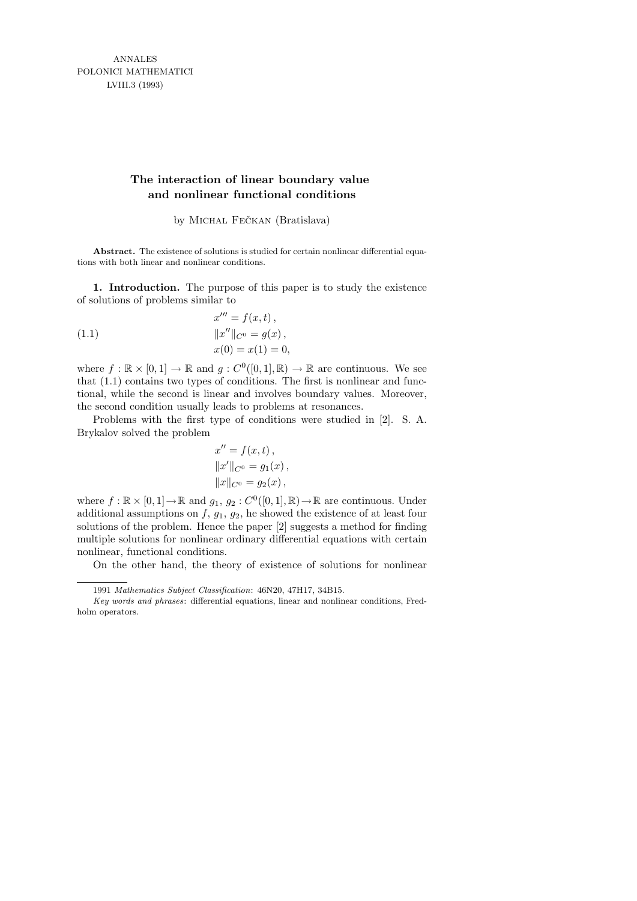ANNALES
POLONICI MATHEMATICI
LVIII.3 (1993)

# The interaction of linear boundary value and nonlinear functional conditions

by Michal Fečkan (Bratislava)

**Abstract.** The existence of solutions is studied for certain nonlinear differential equations with both linear and nonlinear conditions.

**1. Introduction.** The purpose of this paper is to study the existence of solutions of problems similar to

$$
\begin{aligned}
&x''' = f(x,t)\,,\\
&\|x''\|_{C^0} = g(x)\,,\\
&x(0) = x(1) = 0,
\end{aligned}
\tag{1.1}
$$

where $f : \mathbb{R} \times [0,1] \to \mathbb{R}$ and $g : C^0([0,1],\mathbb{R}) \to \mathbb{R}$ are continuous. We see that (1.1) contains two types of conditions. The first is nonlinear and functional, while the second is linear and involves boundary values. Moreover, the second condition usually leads to problems at resonances.

Problems with the first type of conditions were studied in [2]. S. A. Brykalov solved the problem

$$
\begin{aligned}
&x'' = f(x,t)\,,\\
&\|x'\|_{C^0} = g_1(x)\,,\\
&\|x\|_{C^0} = g_2(x)\,,
\end{aligned}
$$

where $f : \mathbb{R} \times [0,1] \to \mathbb{R}$ and $g_1,\ g_2 : C^0([0,1],\mathbb{R}) \to \mathbb{R}$ are continuous. Under additional assumptions on $f$, $g_1$, $g_2$, he showed the existence of at least four solutions of the problem. Hence the paper [2] suggests a method for finding multiple solutions for nonlinear ordinary differential equations with certain nonlinear, functional conditions.

On the other hand, the theory of existence of solutions for nonlinear

---

1991 *Mathematics Subject Classification*: 46N20, 47H17, 34B15.

*Key words and phrases*: differential equations, linear and nonlinear conditions, Fredholm operators.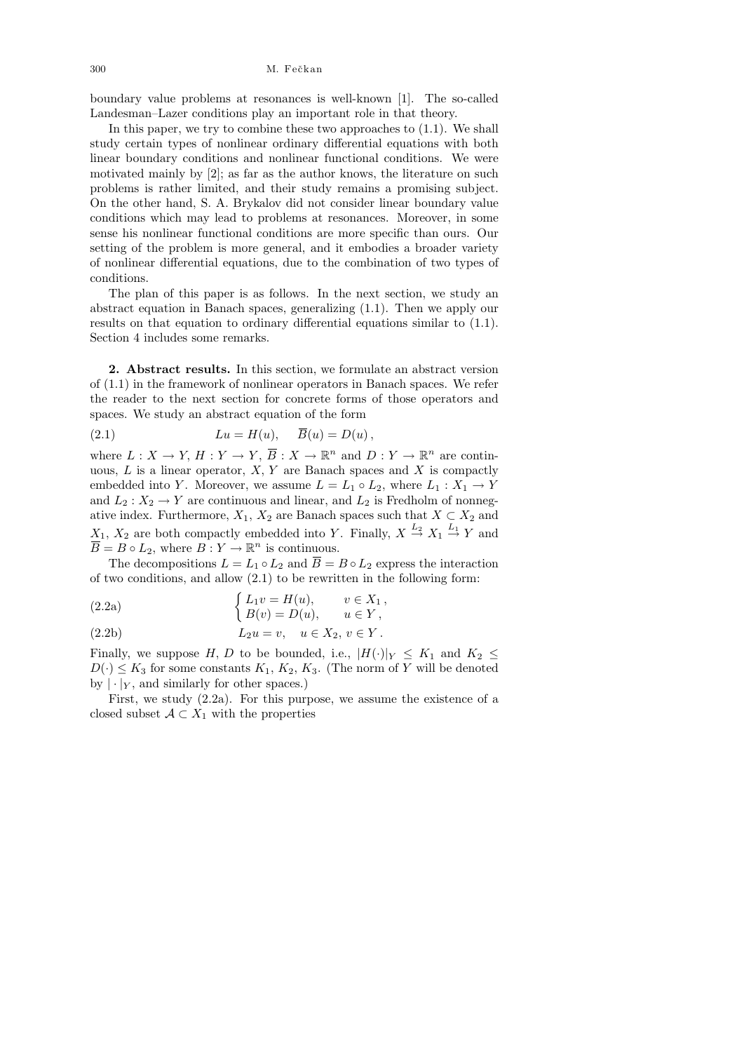boundary value problems at resonances is well-known [1]. The so-called Landesman–Lazer conditions play an important role in that theory.

In this paper, we try to combine these two approaches to (1.1). We shall study certain types of nonlinear ordinary differential equations with both linear boundary conditions and nonlinear functional conditions. We were motivated mainly by [2]; as far as the author knows, the literature on such problems is rather limited, and their study remains a promising subject. On the other hand, S. A. Brykalov did not consider linear boundary value conditions which may lead to problems at resonances. Moreover, in some sense his nonlinear functional conditions are more specific than ours. Our setting of the problem is more general, and it embodies a broader variety of nonlinear differential equations, due to the combination of two types of conditions.

The plan of this paper is as follows. In the next section, we study an abstract equation in Banach spaces, generalizing (1.1). Then we apply our results on that equation to ordinary differential equations similar to (1.1). Section 4 includes some remarks.

**2. Abstract results.** In this section, we formulate an abstract version of (1.1) in the framework of nonlinear operators in Banach spaces. We refer the reader to the next section for concrete forms of those operators and spaces. We study an abstract equation of the form

$$Lu = H(u), \quad \overline{B}(u) = D(u)\,, \tag{2.1}$$

where $L : X \to Y$, $H : Y \to Y$, $\overline{B} : X \to \mathbb{R}^n$ and $D : Y \to \mathbb{R}^n$ are continuous, $L$ is a linear operator, $X$, $Y$ are Banach spaces and $X$ is compactly embedded into $Y$. Moreover, we assume $L = L_1 \circ L_2$, where $L_1 : X_1 \to Y$ and $L_2 : X_2 \to Y$ are continuous and linear, and $L_2$ is Fredholm of nonnegative index. Furthermore, $X_1$, $X_2$ are Banach spaces such that $X \subset X_2$ and $X_1$, $X_2$ are both compactly embedded into $Y$. Finally, $X \overset{L_2}{\to} X_1 \overset{L_1}{\to} Y$ and $\overline{B} = B \circ L_2$, where $B : Y \to \mathbb{R}^n$ is continuous.

The decompositions $L = L_1 \circ L_2$ and $\overline{B} = B \circ L_2$ express the interaction of two conditions, and allow (2.1) to be rewritten in the following form:

$$\begin{cases} L_1 v = H(u), & v \in X_1\,, \\ B(v) = D(u), & u \in Y\,, \end{cases} \tag{2.2a}$$

$$L_2 u = v, \quad u \in X_2,\ v \in Y\,. \tag{2.2b}$$

Finally, we suppose $H$, $D$ to be bounded, i.e., $|H(\cdot)|_Y \le K_1$ and $K_2 \le D(\cdot) \le K_3$ for some constants $K_1$, $K_2$, $K_3$. (The norm of $Y$ will be denoted by $|\cdot|_Y$, and similarly for other spaces.)

First, we study (2.2a). For this purpose, we assume the existence of a closed subset $\mathcal{A} \subset X_1$ with the properties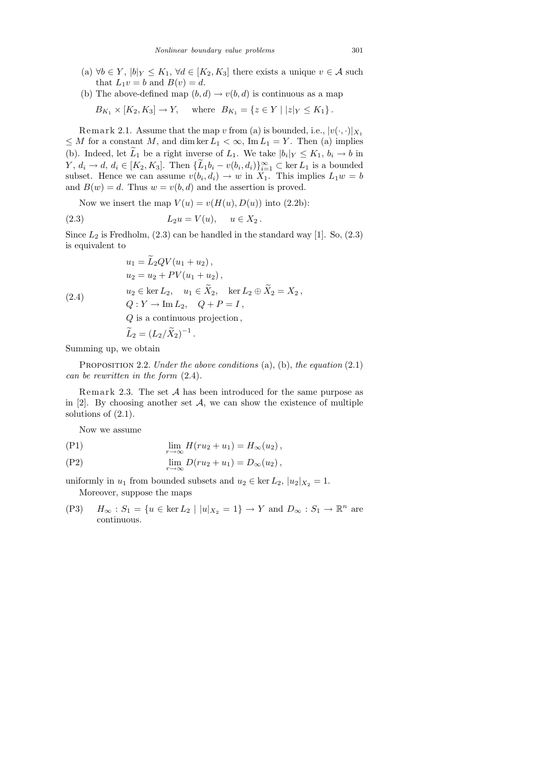(a) $\forall b \in Y$, $|b|_Y \leq K_1$, $\forall d \in [K_2, K_3]$ there exists a unique $v \in \mathcal{A}$ such that $L_1 v = b$ and $B(v) = d$.

(b) The above-defined map $(b, d) \to v(b, d)$ is continuous as a map

$$B_{K_1} \times [K_2, K_3] \to Y, \quad \text{where} \quad B_{K_1} = \{z \in Y \mid |z|_Y \leq K_1\}.$$

Remark 2.1. Assume that the map $v$ from (a) is bounded, i.e., $|v(\cdot, \cdot)|_{X_1} \leq M$ for a constant $M$, and $\dim \ker L_1 < \infty$, $\operatorname{Im} L_1 = Y$. Then (a) implies (b). Indeed, let $\widetilde{L}_1$ be a right inverse of $L_1$. We take $|b_i|_Y \leq K_1$, $b_i \to b$ in $Y$, $d_i \to d$, $d_i \in [K_2, K_3]$. Then $\{\widetilde{L}_1 b_i - v(b_i, d_i)\}_{i=1}^{\infty} \subset \ker L_1$ is a bounded subset. Hence we can assume $v(b_i, d_i) \to w$ in $X_1$. This implies $L_1 w = b$ and $B(w) = d$. Thus $w = v(b, d)$ and the assertion is proved.

Now we insert the map $V(u) = v(H(u), D(u))$ into (2.2b):

$$L_2 u = V(u), \quad u \in X_2. \tag{2.3}$$

Since $L_2$ is Fredholm, (2.3) can be handled in the standard way [1]. So, (2.3) is equivalent to

$$\begin{aligned}
& u_1 = \widetilde{L}_2 Q V(u_1 + u_2), \\
& u_2 = u_2 + P V(u_1 + u_2), \\
& u_2 \in \ker L_2, \quad u_1 \in \widetilde{X}_2, \quad \ker L_2 \oplus \widetilde{X}_2 = X_2, \\
& Q : Y \to \operatorname{Im} L_2, \quad Q + P = I, \\
& Q \text{ is a continuous projection}, \\
& \widetilde{L}_2 = (L_2 / \widetilde{X}_2)^{-1}.
\end{aligned} \tag{2.4}$$

Summing up, we obtain

Proposition 2.2. *Under the above conditions* (a), (b), *the equation* (2.1) *can be rewritten in the form* (2.4).

Remark 2.3. The set $\mathcal{A}$ has been introduced for the same purpose as in [2]. By choosing another set $\mathcal{A}$, we can show the existence of multiple solutions of (2.1).

Now we assume

$$\lim_{r \to \infty} H(r u_2 + u_1) = H_\infty(u_2), \tag{P1}$$

$$\lim_{r \to \infty} D(r u_2 + u_1) = D_\infty(u_2), \tag{P2}$$

uniformly in $u_1$ from bounded subsets and $u_2 \in \ker L_2$, $|u_2|_{X_2} = 1$.

Moreover, suppose the maps

(P3) $H_\infty : S_1 = \{u \in \ker L_2 \mid |u|_{X_2} = 1\} \to Y$ and $D_\infty : S_1 \to \mathbb{R}^n$ are continuous.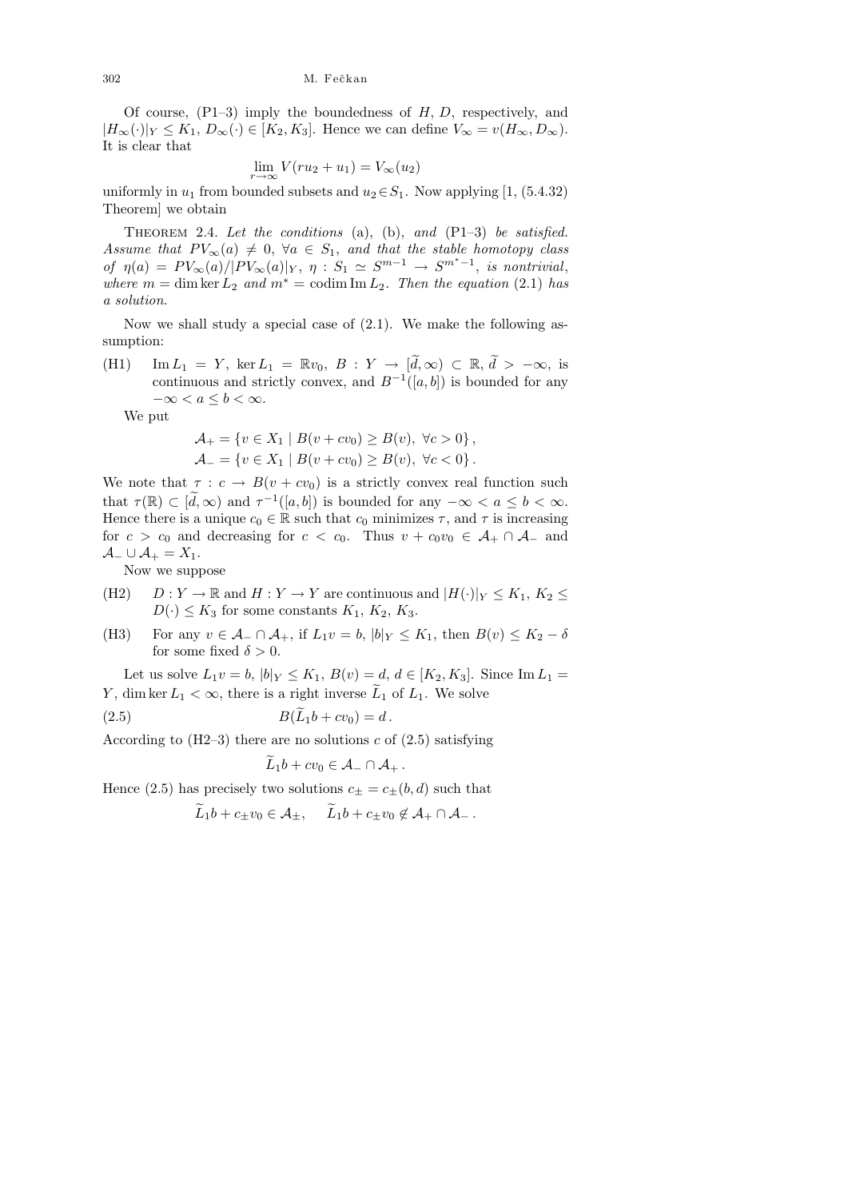Of course, (P1–3) imply the boundedness of $H$, $D$, respectively, and $|H_\infty(\cdot)|_Y \le K_1$, $D_\infty(\cdot) \in [K_2, K_3]$. Hence we can define $V_\infty = v(H_\infty, D_\infty)$. It is clear that

$$\lim_{r\to\infty} V(ru_2 + u_1) = V_\infty(u_2)$$

uniformly in $u_1$ from bounded subsets and $u_2 \in S_1$. Now applying [1, (5.4.32) Theorem] we obtain

Theorem 2.4. *Let the conditions* (a), (b), *and* (P1–3) *be satisfied. Assume that $PV_\infty(a) \ne 0$, $\forall a \in S_1$, and that the stable homotopy class of $\eta(a) = PV_\infty(a)/|PV_\infty(a)|_Y$, $\eta : S_1 \simeq S^{m-1} \to S^{m^*-1}$, is nontrivial, where $m = \dim\ker L_2$ and $m^* = \operatorname{codim}\operatorname{Im} L_2$. Then the equation* (2.1) *has a solution.*

Now we shall study a special case of (2.1). We make the following assumption:

(H1) $\operatorname{Im} L_1 = Y$, $\ker L_1 = \mathbb{R}v_0$, $B : Y \to [\widetilde{d}, \infty) \subset \mathbb{R}$, $\widetilde{d} > -\infty$, is continuous and strictly convex, and $B^{-1}([a,b])$ is bounded for any $-\infty < a \le b < \infty$.

We put

$$\mathcal{A}_+ = \{v \in X_1 \mid B(v + cv_0) \ge B(v),\ \forall c > 0\},$$
$$\mathcal{A}_- = \{v \in X_1 \mid B(v + cv_0) \ge B(v),\ \forall c < 0\}.$$

We note that $\tau : c \to B(v + cv_0)$ is a strictly convex real function such that $\tau(\mathbb{R}) \subset [\widetilde{d}, \infty)$ and $\tau^{-1}([a,b])$ is bounded for any $-\infty < a \le b < \infty$. Hence there is a unique $c_0 \in \mathbb{R}$ such that $c_0$ minimizes $\tau$, and $\tau$ is increasing for $c > c_0$ and decreasing for $c < c_0$. Thus $v + c_0 v_0 \in \mathcal{A}_+ \cap \mathcal{A}_-$ and $\mathcal{A}_- \cup \mathcal{A}_+ = X_1$.

Now we suppose

(H2) $D : Y \to \mathbb{R}$ and $H : Y \to Y$ are continuous and $|H(\cdot)|_Y \le K_1$, $K_2 \le D(\cdot) \le K_3$ for some constants $K_1$, $K_2$, $K_3$.

(H3) For any $v \in \mathcal{A}_- \cap \mathcal{A}_+$, if $L_1 v = b$, $|b|_Y \le K_1$, then $B(v) \le K_2 - \delta$ for some fixed $\delta > 0$.

Let us solve $L_1 v = b$, $|b|_Y \le K_1$, $B(v) = d$, $d \in [K_2, K_3]$. Since $\operatorname{Im} L_1 = Y$, $\dim\ker L_1 < \infty$, there is a right inverse $\widetilde{L}_1$ of $L_1$. We solve

$$B(\widetilde{L}_1 b + cv_0) = d\,. \tag{2.5}$$

According to (H2–3) there are no solutions $c$ of (2.5) satisfying

$$\widetilde{L}_1 b + cv_0 \in \mathcal{A}_- \cap \mathcal{A}_+\,.$$

Hence (2.5) has precisely two solutions $c_\pm = c_\pm(b,d)$ such that

$$\widetilde{L}_1 b + c_\pm v_0 \in \mathcal{A}_\pm, \qquad \widetilde{L}_1 b + c_\pm v_0 \notin \mathcal{A}_+ \cap \mathcal{A}_-\,.$$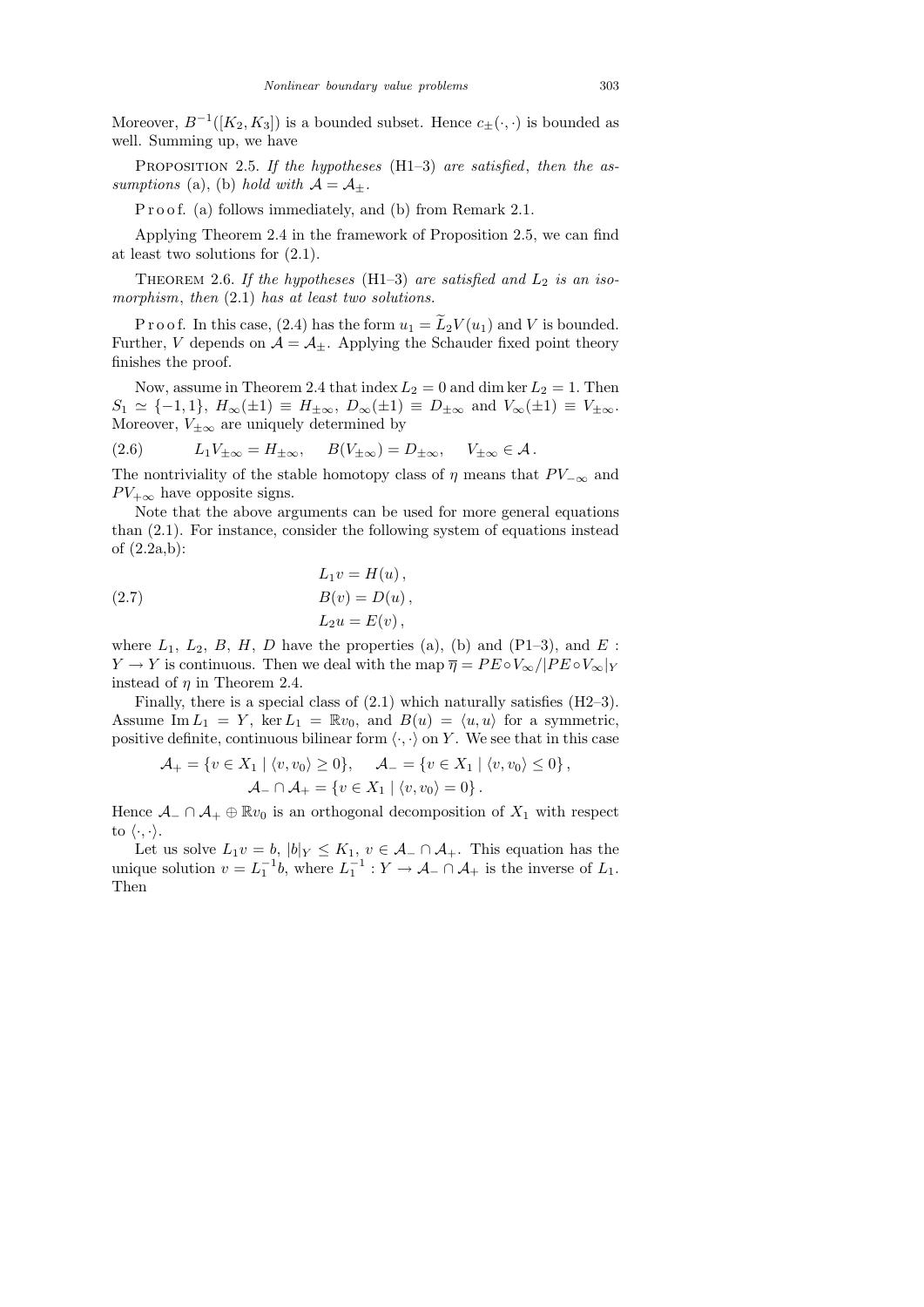Moreover, $B^{-1}([K_2, K_3])$ is a bounded subset. Hence $c_\pm(\cdot,\cdot)$ is bounded as well. Summing up, we have

Proposition 2.5. *If the hypotheses* (H1–3) *are satisfied*, *then the assumptions* (a), (b) *hold with* $\mathcal{A} = \mathcal{A}_\pm$.

Proof. (a) follows immediately, and (b) from Remark 2.1.

Applying Theorem 2.4 in the framework of Proposition 2.5, we can find at least two solutions for (2.1).

Theorem 2.6. *If the hypotheses* (H1–3) *are satisfied and* $L_2$ *is an isomorphism*, *then* (2.1) *has at least two solutions.*

Proof. In this case, (2.4) has the form $u_1 = \widetilde{L}_2 V(u_1)$ and $V$ is bounded. Further, $V$ depends on $\mathcal{A} = \mathcal{A}_\pm$. Applying the Schauder fixed point theory finishes the proof.

Now, assume in Theorem 2.4 that index $L_2 = 0$ and $\dim\ker L_2 = 1$. Then $S_1 \simeq \{-1, 1\}$, $H_\infty(\pm 1) \equiv H_{\pm\infty}$, $D_\infty(\pm 1) \equiv D_{\pm\infty}$ and $V_\infty(\pm 1) \equiv V_{\pm\infty}$. Moreover, $V_{\pm\infty}$ are uniquely determined by

$$L_1 V_{\pm\infty} = H_{\pm\infty}, \qquad B(V_{\pm\infty}) = D_{\pm\infty}, \qquad V_{\pm\infty} \in \mathcal{A}. \tag{2.6}$$

The nontriviality of the stable homotopy class of $\eta$ means that $PV_{-\infty}$ and $PV_{+\infty}$ have opposite signs.

Note that the above arguments can be used for more general equations than (2.1). For instance, consider the following system of equations instead of (2.2a,b):

$$\begin{aligned} L_1 v &= H(u)\,,\\ B(v) &= D(u)\,,\\ L_2 u &= E(v)\,, \end{aligned} \tag{2.7}$$

where $L_1$, $L_2$, $B$, $H$, $D$ have the properties (a), (b) and (P1–3), and $E : Y \to Y$ is continuous. Then we deal with the map $\overline{\eta} = PE \circ V_\infty / |PE \circ V_\infty|_Y$ instead of $\eta$ in Theorem 2.4.

Finally, there is a special class of (2.1) which naturally satisfies (H2–3). Assume $\operatorname{Im} L_1 = Y$, $\ker L_1 = \mathbb{R}v_0$, and $B(u) = \langle u, u\rangle$ for a symmetric, positive definite, continuous bilinear form $\langle\cdot,\cdot\rangle$ on $Y$. We see that in this case

$$\mathcal{A}_+ = \{v \in X_1 \mid \langle v, v_0\rangle \ge 0\}, \qquad \mathcal{A}_- = \{v \in X_1 \mid \langle v, v_0\rangle \le 0\}\,,$$
$$\mathcal{A}_- \cap \mathcal{A}_+ = \{v \in X_1 \mid \langle v, v_0\rangle = 0\}\,.$$

Hence $\mathcal{A}_- \cap \mathcal{A}_+ \oplus \mathbb{R}v_0$ is an orthogonal decomposition of $X_1$ with respect to $\langle\cdot,\cdot\rangle$.

Let us solve $L_1 v = b$, $|b|_Y \le K_1$, $v \in \mathcal{A}_- \cap \mathcal{A}_+$. This equation has the unique solution $v = L_1^{-1} b$, where $L_1^{-1} : Y \to \mathcal{A}_- \cap \mathcal{A}_+$ is the inverse of $L_1$. Then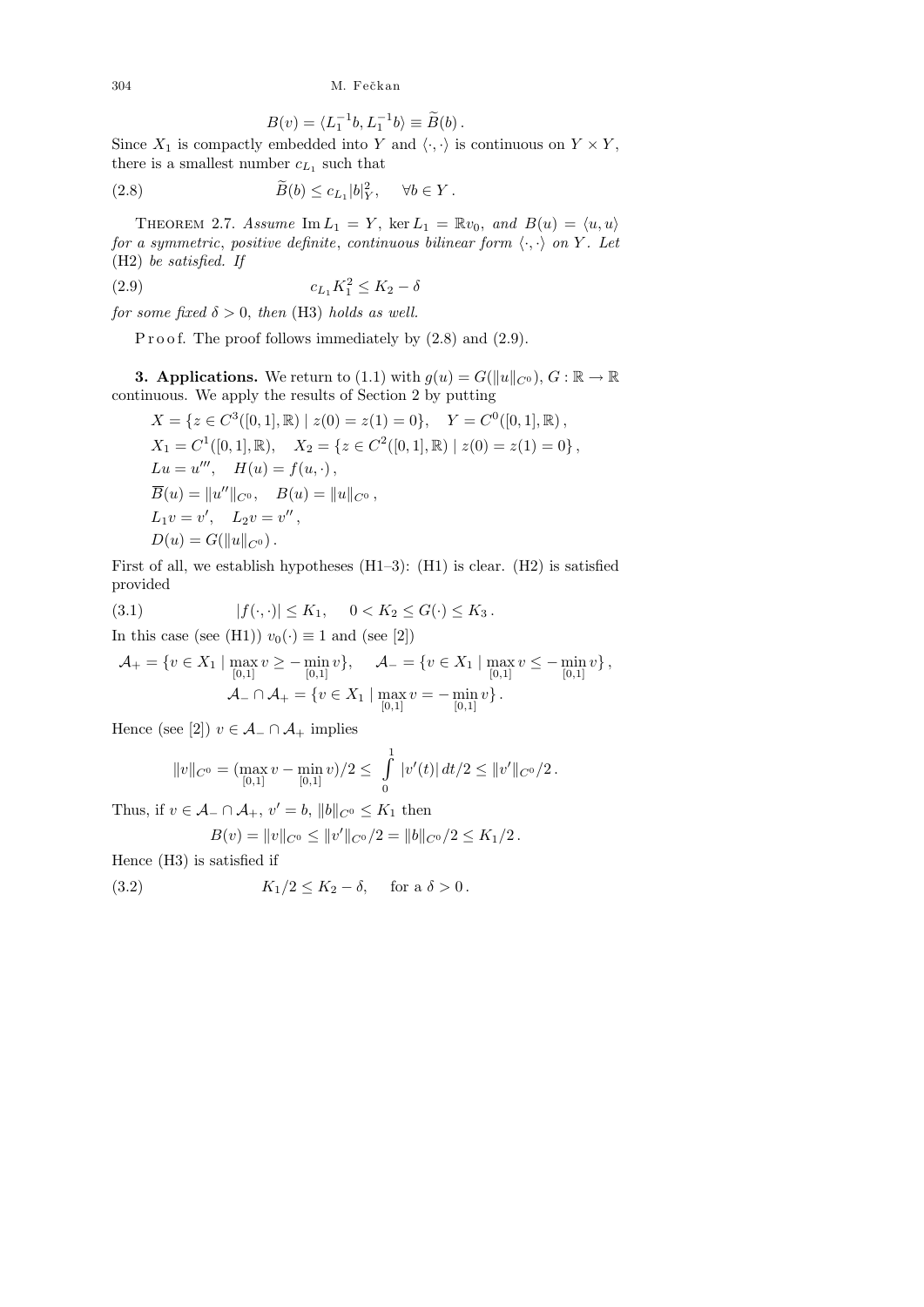$$B(v) = \langle L_1^{-1}b, L_1^{-1}b\rangle \equiv \widetilde{B}(b)\,.$$

Since $X_1$ is compactly embedded into $Y$ and $\langle\cdot,\cdot\rangle$ is continuous on $Y \times Y$, there is a smallest number $c_{L_1}$ such that

$$\widetilde{B}(b) \le c_{L_1}|b|_Y^2, \qquad \forall b \in Y\,. \tag{2.8}$$

THEOREM 2.7. *Assume* $\operatorname{Im} L_1 = Y$, $\ker L_1 = \mathbb{R}v_0$, *and* $B(u) = \langle u, u\rangle$ *for a symmetric*, *positive definite*, *continuous bilinear form* $\langle\cdot,\cdot\rangle$ *on* $Y$. *Let* (H2) *be satisfied. If*

$$c_{L_1}K_1^2 \le K_2 - \delta \tag{2.9}$$

*for some fixed* $\delta > 0$, *then* (H3) *holds as well.*

Proof. The proof follows immediately by (2.8) and (2.9).

**3. Applications.** We return to (1.1) with $g(u) = G(\|u\|_{C^0})$, $G : \mathbb{R} \to \mathbb{R}$ continuous. We apply the results of Section 2 by putting

$$\begin{aligned}
&X = \{z \in C^3([0,1],\mathbb{R}) \mid z(0) = z(1) = 0\}, \quad Y = C^0([0,1],\mathbb{R})\,,\\
&X_1 = C^1([0,1],\mathbb{R}), \quad X_2 = \{z \in C^2([0,1],\mathbb{R}) \mid z(0) = z(1) = 0\}\,,\\
&Lu = u''', \quad H(u) = f(u,\cdot)\,,\\
&\overline{B}(u) = \|u''\|_{C^0}, \quad B(u) = \|u\|_{C^0}\,,\\
&L_1 v = v', \quad L_2 v = v''\,,\\
&D(u) = G(\|u\|_{C^0})\,.
\end{aligned}$$

First of all, we establish hypotheses (H1–3): (H1) is clear. (H2) is satisfied provided

$$|f(\cdot,\cdot)| \le K_1, \quad 0 < K_2 \le G(\cdot) \le K_3\,. \tag{3.1}$$

In this case (see (H1)) $v_0(\cdot) \equiv 1$ and (see [2])

$$\mathcal{A}_+ = \{v \in X_1 \mid \max_{[0,1]} v \ge -\min_{[0,1]} v\}, \quad \mathcal{A}_- = \{v \in X_1 \mid \max_{[0,1]} v \le -\min_{[0,1]} v\}\,,$$
$$\mathcal{A}_- \cap \mathcal{A}_+ = \{v \in X_1 \mid \max_{[0,1]} v = -\min_{[0,1]} v\}\,.$$

Hence (see [2]) $v \in \mathcal{A}_- \cap \mathcal{A}_+$ implies

$$\|v\|_{C^0} = (\max_{[0,1]} v - \min_{[0,1]} v)/2 \le \int_0^1 |v'(t)|\,dt/2 \le \|v'\|_{C^0}/2\,.$$

Thus, if $v \in \mathcal{A}_- \cap \mathcal{A}_+$, $v' = b$, $\|b\|_{C^0} \le K_1$ then

$$B(v) = \|v\|_{C^0} \le \|v'\|_{C^0}/2 = \|b\|_{C^0}/2 \le K_1/2\,.$$

Hence (H3) is satisfied if

$$K_1/2 \le K_2 - \delta, \quad \text{for a } \delta > 0\,. \tag{3.2}$$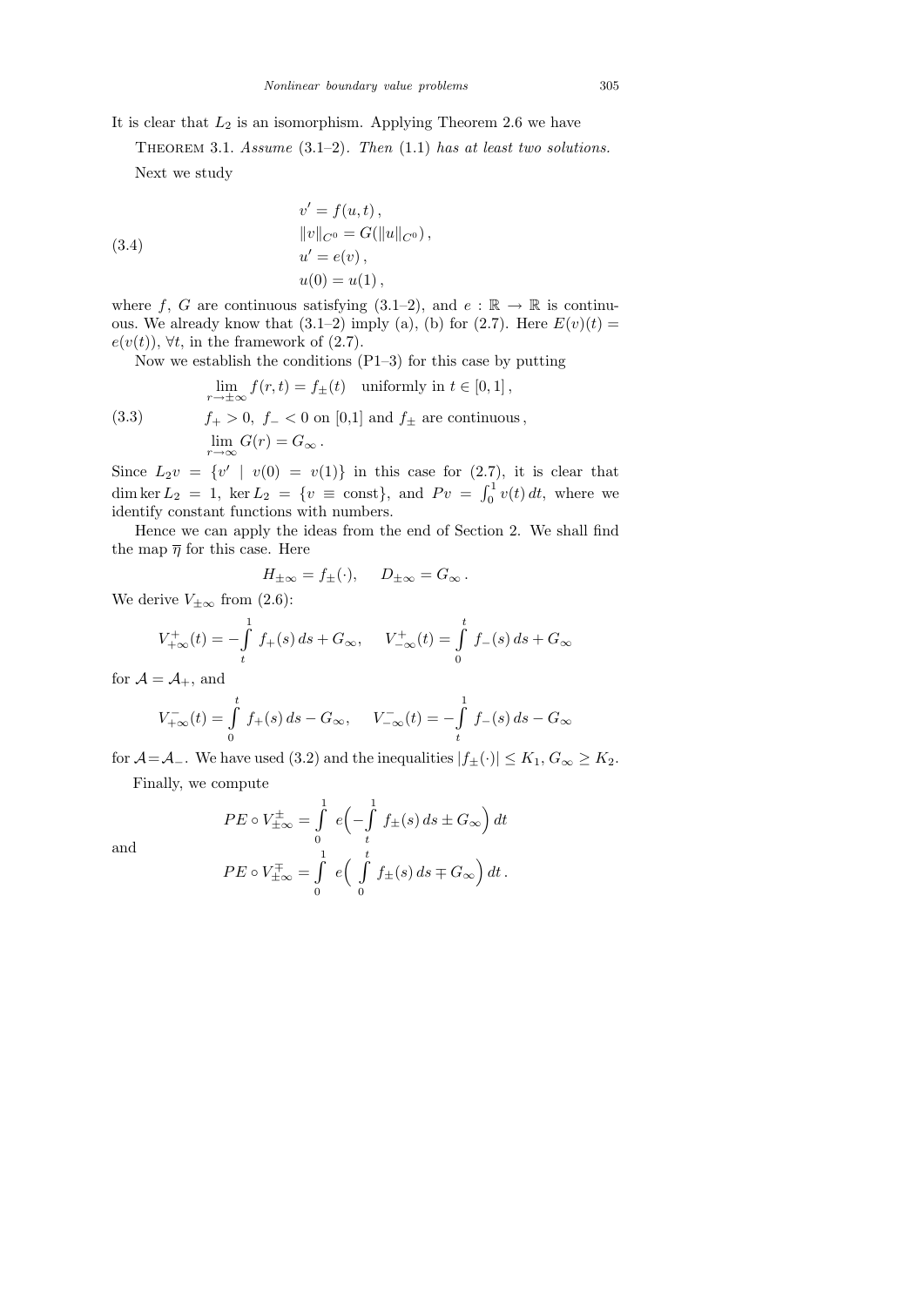It is clear that $L_2$ is an isomorphism. Applying Theorem 2.6 we have

Theorem 3.1. *Assume* (3.1–2). *Then* (1.1) *has at least two solutions.*

Next we study

$$
\begin{aligned}
&v' = f(u,t)\,,\\
&\|v\|_{C^0} = G(\|u\|_{C^0})\,,\\
&u' = e(v)\,,\\
&u(0) = u(1)\,,
\end{aligned}
\tag{3.4}
$$

where $f$, $G$ are continuous satisfying (3.1–2), and $e : \mathbb{R} \to \mathbb{R}$ is continuous. We already know that (3.1–2) imply (a), (b) for (2.7). Here $E(v)(t) = e(v(t))$, $\forall t$, in the framework of (2.7).

Now we establish the conditions (P1–3) for this case by putting

$$
\begin{aligned}
&\lim_{r\to\pm\infty} f(r,t) = f_\pm(t) \quad \text{uniformly in } t \in [0,1]\,,\\
&f_+ > 0,\ f_- < 0 \text{ on } [0,1] \text{ and } f_\pm \text{ are continuous}\,,\\
&\lim_{r\to\infty} G(r) = G_\infty\,.
\end{aligned}
\tag{3.3}
$$

Since $L_2 v = \{v' \mid v(0) = v(1)\}$ in this case for (2.7), it is clear that $\dim\ker L_2 = 1$, $\ker L_2 = \{v \equiv \text{const}\}$, and $Pv = \int_0^1 v(t)\,dt$, where we identify constant functions with numbers.

Hence we can apply the ideas from the end of Section 2. We shall find the map $\overline{\eta}$ for this case. Here

$$
H_{\pm\infty} = f_\pm(\cdot), \qquad D_{\pm\infty} = G_\infty\,.
$$

We derive $V_{\pm\infty}$ from (2.6):

$$
V^+_{+\infty}(t) = -\int_t^1 f_+(s)\,ds + G_\infty, \qquad V^+_{-\infty}(t) = \int_0^t f_-(s)\,ds + G_\infty
$$

for $\mathcal{A} = \mathcal{A}_+$, and

$$
V^-_{+\infty}(t) = \int_0^t f_+(s)\,ds - G_\infty, \qquad V^-_{-\infty}(t) = -\int_t^1 f_-(s)\,ds - G_\infty
$$

for $\mathcal{A} = \mathcal{A}_-$. We have used (3.2) and the inequalities $|f_\pm(\cdot)| \le K_1$, $G_\infty \ge K_2$.

Finally, we compute

$$
PE \circ V^\pm_{\pm\infty} = \int_0^1 e\Big(-\int_t^1 f_\pm(s)\,ds \pm G_\infty\Big)\,dt
$$

and

$$
PE \circ V^\mp_{\pm\infty} = \int_0^1 e\Big(\int_0^t f_\pm(s)\,ds \mp G_\infty\Big)\,dt\,.
$$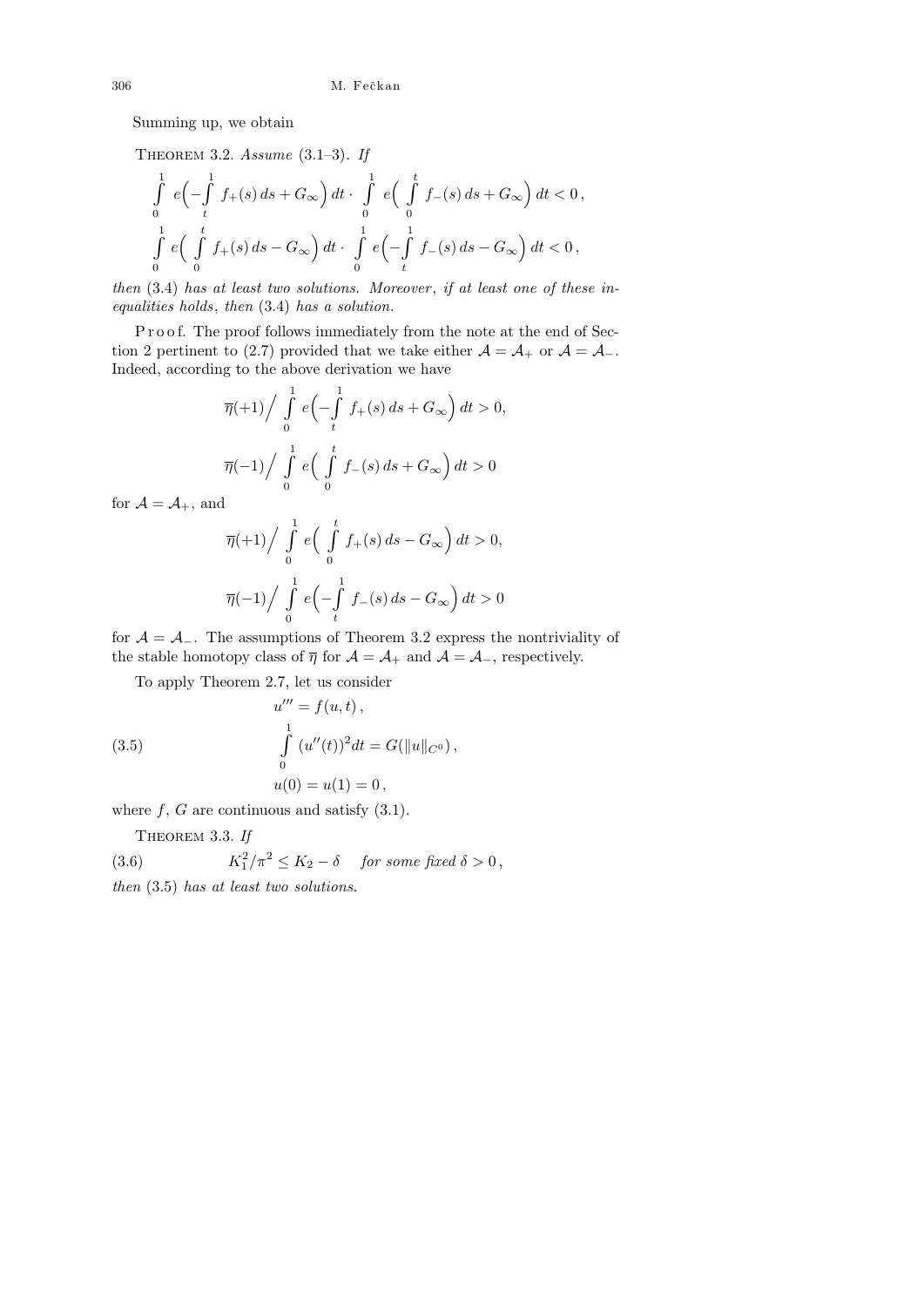Summing up, we obtain

THEOREM 3.2. *Assume* (3.1–3). *If*

$$\int_0^1 e\Big(-\int_t^1 f_+(s)\,ds + G_\infty\Big)\,dt \cdot \int_0^1 e\Big(\int_0^t f_-(s)\,ds + G_\infty\Big)\,dt < 0\,,$$

$$\int_0^1 e\Big(\int_0^t f_+(s)\,ds - G_\infty\Big)\,dt \cdot \int_0^1 e\Big(-\int_t^1 f_-(s)\,ds - G_\infty\Big)\,dt < 0\,,$$

*then* (3.4) *has at least two solutions. Moreover*, *if at least one of these inequalities holds*, *then* (3.4) *has a solution.*

P r o o f. The proof follows immediately from the note at the end of Section 2 pertinent to (2.7) provided that we take either $\mathcal{A} = \mathcal{A}_+$ or $\mathcal{A} = \mathcal{A}_-$. Indeed, according to the above derivation we have

$$\overline{\eta}(+1)\Big/ \int_0^1 e\Big(-\int_t^1 f_+(s)\,ds + G_\infty\Big)\,dt > 0,$$

$$\overline{\eta}(-1)\Big/ \int_0^1 e\Big(\int_0^t f_-(s)\,ds + G_\infty\Big)\,dt > 0$$

for $\mathcal{A} = \mathcal{A}_+$, and

$$\overline{\eta}(+1)\Big/ \int_0^1 e\Big(\int_0^t f_+(s)\,ds - G_\infty\Big)\,dt > 0,$$

$$\overline{\eta}(-1)\Big/ \int_0^1 e\Big(-\int_t^1 f_-(s)\,ds - G_\infty\Big)\,dt > 0$$

for $\mathcal{A} = \mathcal{A}_-$. The assumptions of Theorem 3.2 express the nontriviality of the stable homotopy class of $\overline{\eta}$ for $\mathcal{A} = \mathcal{A}_+$ and $\mathcal{A} = \mathcal{A}_-$, respectively.

To apply Theorem 2.7, let us consider

$$\begin{aligned} &u''' = f(u,t)\,, \\ &\int_0^1 (u''(t))^2 dt = G(\|u\|_{C^0})\,, \\ &u(0) = u(1) = 0\,, \end{aligned} \tag{3.5}$$

where $f$, $G$ are continuous and satisfy (3.1).

THEOREM 3.3. *If*

$$K_1^2/\pi^2 \le K_2 - \delta \quad \textit{for some fixed } \delta > 0\,, \tag{3.6}$$

*then* (3.5) *has at least two solutions.*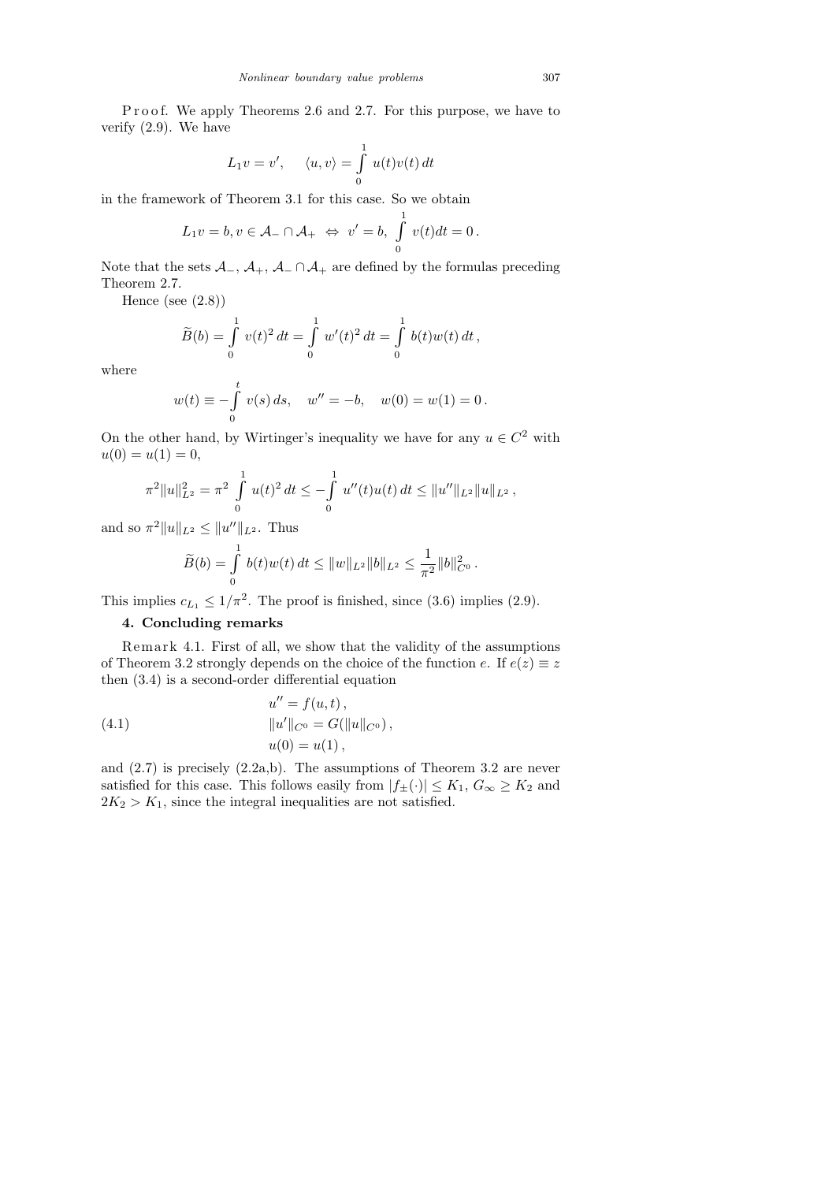P r o o f. We apply Theorems 2.6 and 2.7. For this purpose, we have to verify (2.9). We have

$$L_1 v = v', \quad \langle u, v \rangle = \int_0^1 u(t)v(t)\,dt$$

in the framework of Theorem 3.1 for this case. So we obtain

$$L_1 v = b, v \in \mathcal{A}_- \cap \mathcal{A}_+ \;\Leftrightarrow\; v' = b,\; \int_0^1 v(t)dt = 0\,.$$

Note that the sets $\mathcal{A}_-$, $\mathcal{A}_+$, $\mathcal{A}_- \cap \mathcal{A}_+$ are defined by the formulas preceding Theorem 2.7.

Hence (see (2.8))

$$\widetilde{B}(b) = \int_0^1 v(t)^2\,dt = \int_0^1 w'(t)^2\,dt = \int_0^1 b(t)w(t)\,dt\,,$$

where

$$w(t) \equiv -\int_0^t v(s)\,ds, \quad w'' = -b, \quad w(0) = w(1) = 0\,.$$

On the other hand, by Wirtinger's inequality we have for any $u \in C^2$ with $u(0) = u(1) = 0$,

$$\pi^2 \|u\|_{L^2}^2 = \pi^2 \int_0^1 u(t)^2\,dt \le -\int_0^1 u''(t)u(t)\,dt \le \|u''\|_{L^2}\|u\|_{L^2}\,,$$

and so $\pi^2\|u\|_{L^2} \le \|u''\|_{L^2}$. Thus

$$\widetilde{B}(b) = \int_0^1 b(t)w(t)\,dt \le \|w\|_{L^2}\|b\|_{L^2} \le \frac{1}{\pi^2}\|b\|_{C^0}^2\,.$$

This implies $c_{L_1} \le 1/\pi^2$. The proof is finished, since (3.6) implies (2.9).

## 4. Concluding remarks

R e m a r k 4.1. First of all, we show that the validity of the assumptions of Theorem 3.2 strongly depends on the choice of the function $e$. If $e(z) \equiv z$ then (3.4) is a second-order differential equation

$$\begin{aligned} &u'' = f(u,t)\,,\\ &\|u'\|_{C^0} = G(\|u\|_{C^0})\,,\\ &u(0) = u(1)\,, \end{aligned} \tag{4.1}$$

and (2.7) is precisely (2.2a,b). The assumptions of Theorem 3.2 are never satisfied for this case. This follows easily from $|f_\pm(\cdot)| \le K_1$, $G_\infty \ge K_2$ and $2K_2 > K_1$, since the integral inequalities are not satisfied.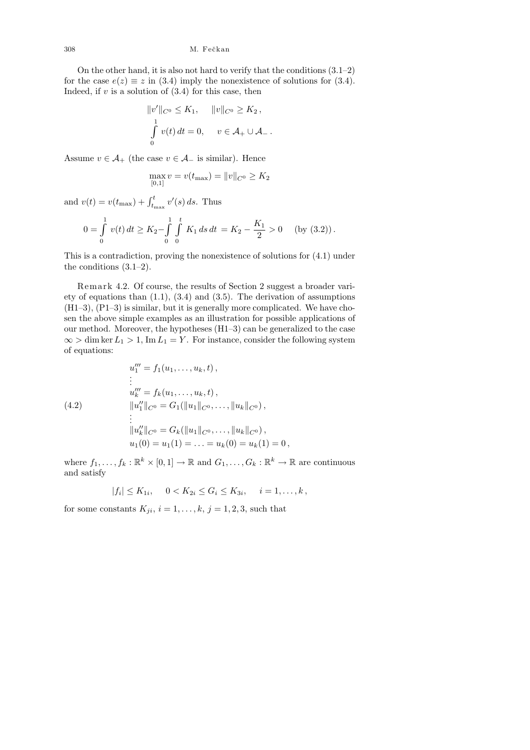On the other hand, it is also not hard to verify that the conditions (3.1–2) for the case $e(z) \equiv z$ in (3.4) imply the nonexistence of solutions for (3.4). Indeed, if $v$ is a solution of (3.4) for this case, then

$$\|v'\|_{C^0} \le K_1, \quad \|v\|_{C^0} \ge K_2,$$
$$\int_0^1 v(t)\,dt = 0, \quad v \in \mathcal{A}_+ \cup \mathcal{A}_-.$$

Assume $v \in \mathcal{A}_+$ (the case $v \in \mathcal{A}_-$ is similar). Hence

$$\max_{[0,1]} v = v(t_{\max}) = \|v\|_{C^0} \ge K_2$$

and $v(t) = v(t_{\max}) + \int_{t_{\max}}^t v'(s)\,ds$. Thus

$$0 = \int_0^1 v(t)\,dt \ge K_2 - \int_0^1 \int_0^t K_1\,ds\,dt = K_2 - \frac{K_1}{2} > 0 \quad (\text{by } (3.2)).$$

This is a contradiction, proving the nonexistence of solutions for (4.1) under the conditions (3.1–2).

Remark 4.2. Of course, the results of Section 2 suggest a broader variety of equations than (1.1), (3.4) and (3.5). The derivation of assumptions (H1–3), (P1–3) is similar, but it is generally more complicated. We have chosen the above simple examples as an illustration for possible applications of our method. Moreover, the hypotheses (H1–3) can be generalized to the case $\infty > \dim\ker L_1 > 1$, $\operatorname{Im} L_1 = Y$. For instance, consider the following system of equations:

$$\begin{aligned}
&u_1''' = f_1(u_1, \ldots, u_k, t),\\
&\vdots\\
&u_k''' = f_k(u_1, \ldots, u_k, t),\\
&\|u_1''\|_{C^0} = G_1(\|u_1\|_{C^0}, \ldots, \|u_k\|_{C^0}),\\
&\vdots\\
&\|u_k''\|_{C^0} = G_k(\|u_1\|_{C^0}, \ldots, \|u_k\|_{C^0}),\\
&u_1(0) = u_1(1) = \ldots = u_k(0) = u_k(1) = 0,
\end{aligned} \tag{4.2}$$

where $f_1, \ldots, f_k : \mathbb{R}^k \times [0,1] \to \mathbb{R}$ and $G_1, \ldots, G_k : \mathbb{R}^k \to \mathbb{R}$ are continuous and satisfy

$$|f_i| \le K_{1i}, \quad 0 < K_{2i} \le G_i \le K_{3i}, \quad i = 1, \ldots, k,$$

for some constants $K_{ji}$, $i = 1, \ldots, k$, $j = 1, 2, 3$, such that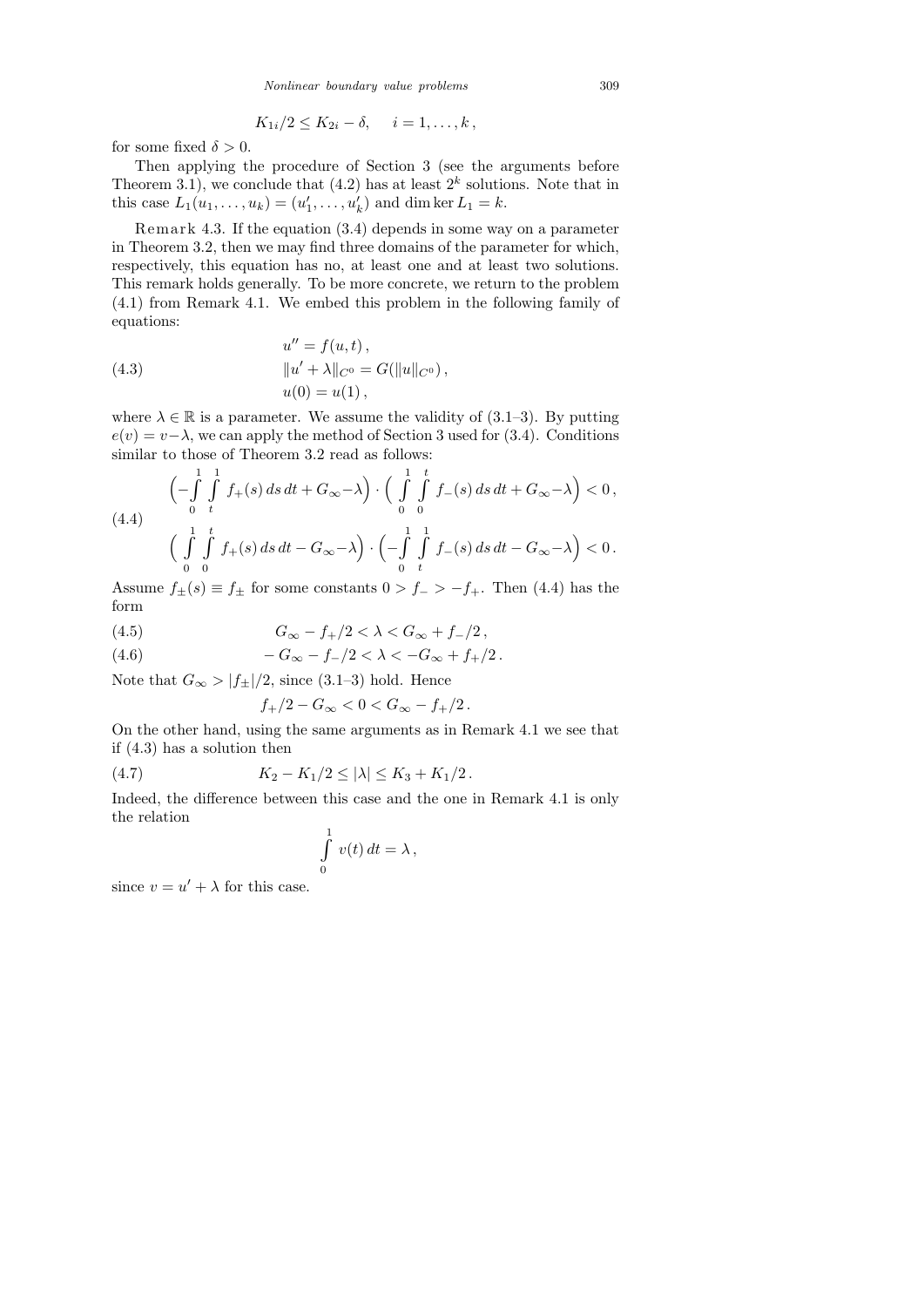$$K_{1i}/2 \le K_{2i} - \delta, \quad i = 1, \ldots, k,$$

for some fixed $\delta > 0$.

Then applying the procedure of Section 3 (see the arguments before Theorem 3.1), we conclude that (4.2) has at least $2^k$ solutions. Note that in this case $L_1(u_1, \ldots, u_k) = (u_1', \ldots, u_k')$ and $\dim \ker L_1 = k$.

Remark 4.3. If the equation (3.4) depends in some way on a parameter in Theorem 3.2, then we may find three domains of the parameter for which, respectively, this equation has no, at least one and at least two solutions. This remark holds generally. To be more concrete, we return to the problem (4.1) from Remark 4.1. We embed this problem in the following family of equations:

$$
\begin{aligned}
&u'' = f(u,t), \\
&\|u' + \lambda\|_{C^0} = G(\|u\|_{C^0}), \\
&u(0) = u(1),
\end{aligned}
\tag{4.3}
$$

where $\lambda \in \mathbb{R}$ is a parameter. We assume the validity of (3.1–3). By putting $e(v) = v - \lambda$, we can apply the method of Section 3 used for (3.4). Conditions similar to those of Theorem 3.2 read as follows:

$$
\begin{aligned}
&\Big(-\int_0^1 \int_t^1 f_+(s)\,ds\,dt + G_\infty - \lambda\Big) \cdot \Big(\int_0^1 \int_0^t f_-(s)\,ds\,dt + G_\infty - \lambda\Big) < 0\,, \\
&\Big(\int_0^1 \int_0^t f_+(s)\,ds\,dt - G_\infty - \lambda\Big) \cdot \Big(-\int_0^1 \int_t^1 f_-(s)\,ds\,dt - G_\infty - \lambda\Big) < 0\,.
\end{aligned}
\tag{4.4}
$$

Assume $f_\pm(s) \equiv f_\pm$ for some constants $0 > f_- > -f_+$. Then (4.4) has the form

$$G_\infty - f_+/2 < \lambda < G_\infty + f_-/2\,, \tag{4.5}$$

$$-G_\infty - f_-/2 < \lambda < -G_\infty + f_+/2\,. \tag{4.6}$$

Note that $G_\infty > |f_\pm|/2$, since (3.1–3) hold. Hence

$$f_+/2 - G_\infty < 0 < G_\infty - f_+/2\,.$$

On the other hand, using the same arguments as in Remark 4.1 we see that if (4.3) has a solution then

$$K_2 - K_1/2 \le |\lambda| \le K_3 + K_1/2\,. \tag{4.7}$$

Indeed, the difference between this case and the one in Remark 4.1 is only the relation

$$\int_0^1 v(t)\,dt = \lambda\,,$$

since $v = u' + \lambda$ for this case.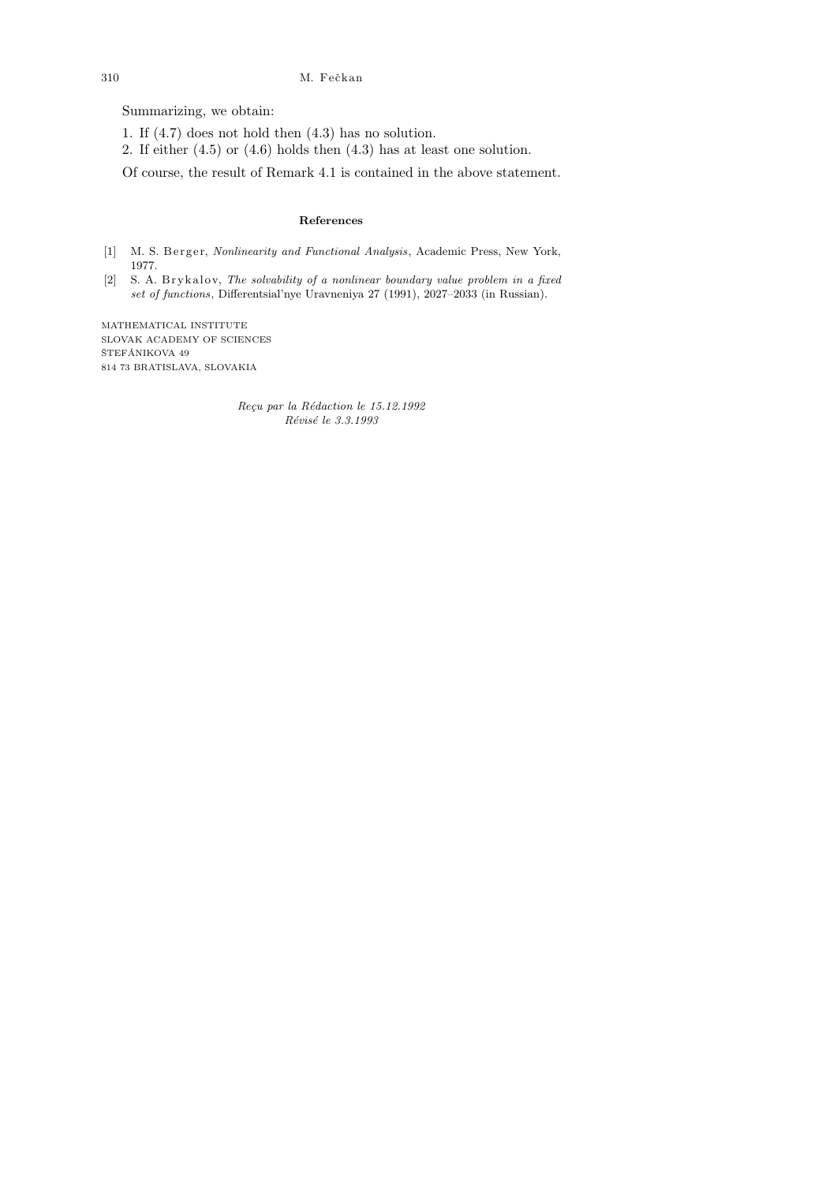Summarizing, we obtain:

1. If (4.7) does not hold then (4.3) has no solution.
2. If either (4.5) or (4.6) holds then (4.3) has at least one solution.

Of course, the result of Remark 4.1 is contained in the above statement.

## References

[1] M. S. Berger, *Nonlinearity and Functional Analysis*, Academic Press, New York, 1977.

[2] S. A. Brykalov, *The solvability of a nonlinear boundary value problem in a fixed set of functions*, Differentsial'nye Uravneniya 27 (1991), 2027–2033 (in Russian).

MATHEMATICAL INSTITUTE
SLOVAK ACADEMY OF SCIENCES
ŠTEFÁNIKOVA 49
814 73 BRATISLAVA, SLOVAKIA

*Reçu par la Rédaction le 15.12.1992*
*Révisé le 3.3.1993*